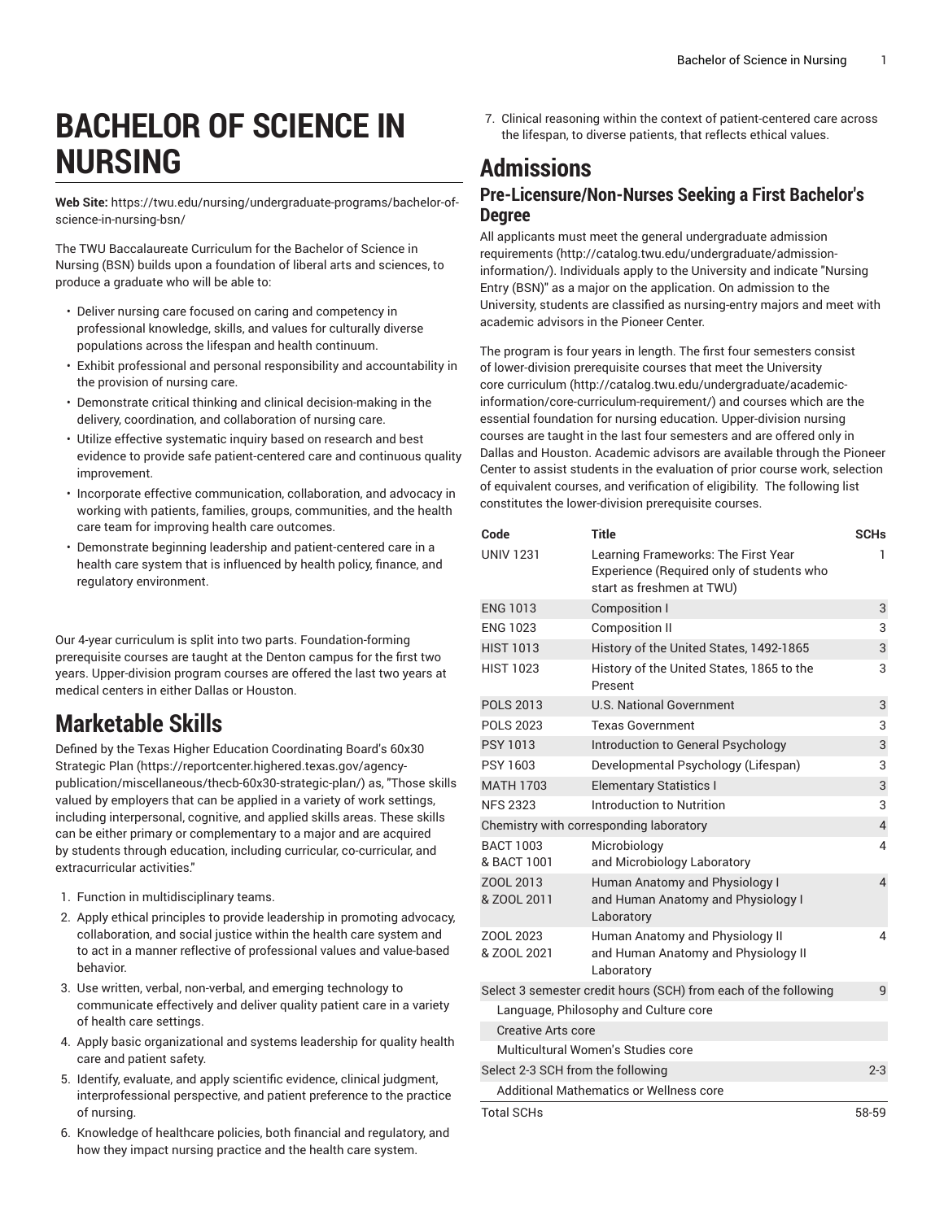# BACHELOR OF SCIENCE IN NURSING

**Web Site:** https://twu.edu/nursing/undergraduate-programs/bachelor-of-science-in-nursing-bsn/

The TWU Baccalaureate Curriculum for the Bachelor of Science in Nursing (BSN) builds upon a foundation of liberal arts and sciences, to produce a graduate who will be able to:

- Deliver nursing care focused on caring and competency in professional knowledge, skills, and values for culturally diverse populations across the lifespan and health continuum.
- Exhibit professional and personal responsibility and accountability in the provision of nursing care.
- Demonstrate critical thinking and clinical decision-making in the delivery, coordination, and collaboration of nursing care.
- Utilize effective systematic inquiry based on research and best evidence to provide safe patient-centered care and continuous quality improvement.
- Incorporate effective communication, collaboration, and advocacy in working with patients, families, groups, communities, and the health care team for improving health care outcomes.
- Demonstrate beginning leadership and patient-centered care in a health care system that is influenced by health policy, finance, and regulatory environment.

Our 4-year curriculum is split into two parts. Foundation-forming prerequisite courses are taught at the Denton campus for the first two years. Upper-division program courses are offered the last two years at medical centers in either Dallas or Houston.

## Marketable Skills

Defined by the Texas Higher Education Coordinating Board's 60x30 Strategic Plan (https://reportcenter.highered.texas.gov/agency-publication/miscellaneous/thecb-60x30-strategic-plan/) as, "Those skills valued by employers that can be applied in a variety of work settings, including interpersonal, cognitive, and applied skills areas. These skills can be either primary or complementary to a major and are acquired by students through education, including curricular, co-curricular, and extracurricular activities."

1. Function in multidisciplinary teams.
2. Apply ethical principles to provide leadership in promoting advocacy, collaboration, and social justice within the health care system and to act in a manner reflective of professional values and value-based behavior.
3. Use written, verbal, non-verbal, and emerging technology to communicate effectively and deliver quality patient care in a variety of health care settings.
4. Apply basic organizational and systems leadership for quality health care and patient safety.
5. Identify, evaluate, and apply scientific evidence, clinical judgment, interprofessional perspective, and patient preference to the practice of nursing.
6. Knowledge of healthcare policies, both financial and regulatory, and how they impact nursing practice and the health care system.
7. Clinical reasoning within the context of patient-centered care across the lifespan, to diverse patients, that reflects ethical values.

## Admissions

### Pre-Licensure/Non-Nurses Seeking a First Bachelor's Degree

All applicants must meet the general undergraduate admission requirements (http://catalog.twu.edu/undergraduate/admission-information/). Individuals apply to the University and indicate "Nursing Entry (BSN)" as a major on the application. On admission to the University, students are classified as nursing-entry majors and meet with academic advisors in the Pioneer Center.

The program is four years in length. The first four semesters consist of lower-division prerequisite courses that meet the University core curriculum (http://catalog.twu.edu/undergraduate/academic-information/core-curriculum-requirement/) and courses which are the essential foundation for nursing education. Upper-division nursing courses are taught in the last four semesters and are offered only in Dallas and Houston. Academic advisors are available through the Pioneer Center to assist students in the evaluation of prior course work, selection of equivalent courses, and verification of eligibility. The following list constitutes the lower-division prerequisite courses.

| Code | Title | SCHs |
|---|---|---|
| UNIV 1231 | Learning Frameworks: The First Year Experience (Required only of students who start as freshmen at TWU) | 1 |
| ENG 1013 | Composition I | 3 |
| ENG 1023 | Composition II | 3 |
| HIST 1013 | History of the United States, 1492-1865 | 3 |
| HIST 1023 | History of the United States, 1865 to the Present | 3 |
| POLS 2013 | U.S. National Government | 3 |
| POLS 2023 | Texas Government | 3 |
| PSY 1013 | Introduction to General Psychology | 3 |
| PSY 1603 | Developmental Psychology (Lifespan) | 3 |
| MATH 1703 | Elementary Statistics I | 3 |
| NFS 2323 | Introduction to Nutrition | 3 |
| Chemistry with corresponding laboratory | | 4 |
| BACT 1003 & BACT 1001 | Microbiology and Microbiology Laboratory | 4 |
| ZOOL 2013 & ZOOL 2011 | Human Anatomy and Physiology I and Human Anatomy and Physiology I Laboratory | 4 |
| ZOOL 2023 & ZOOL 2021 | Human Anatomy and Physiology II and Human Anatomy and Physiology II Laboratory | 4 |
| Select 3 semester credit hours (SCH) from each of the following | | 9 |
| Language, Philosophy and Culture core | | |
| Creative Arts core | | |
| Multicultural Women's Studies core | | |
| Select 2-3 SCH from the following | | 2-3 |
| Additional Mathematics or Wellness core | | |
| Total SCHs | | 58-59 |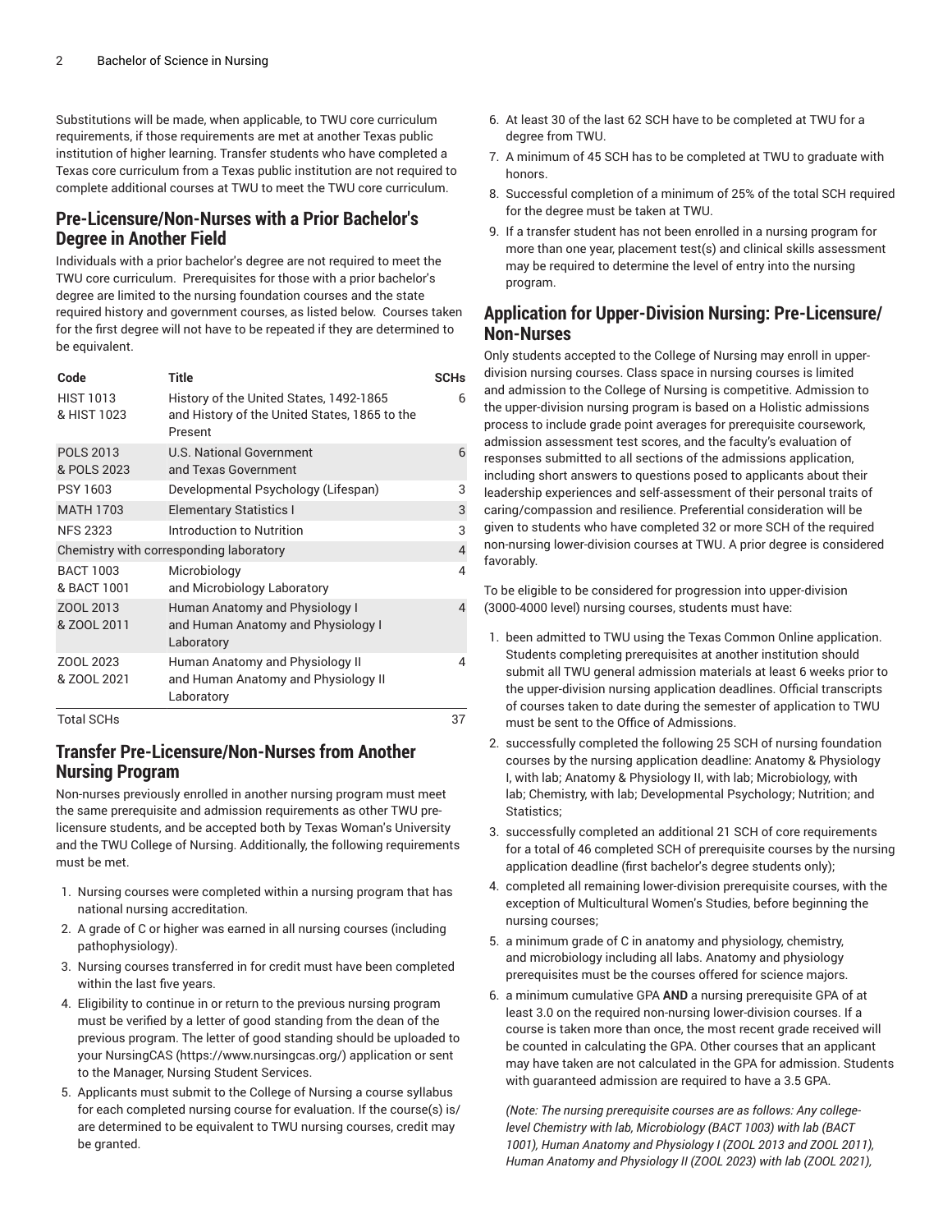Substitutions will be made, when applicable, to TWU core curriculum requirements, if those requirements are met at another Texas public institution of higher learning. Transfer students who have completed a Texas core curriculum from a Texas public institution are not required to complete additional courses at TWU to meet the TWU core curriculum.

## Pre-Licensure/Non-Nurses with a Prior Bachelor's Degree in Another Field

Individuals with a prior bachelor's degree are not required to meet the TWU core curriculum. Prerequisites for those with a prior bachelor's degree are limited to the nursing foundation courses and the state required history and government courses, as listed below. Courses taken for the first degree will not have to be repeated if they are determined to be equivalent.

| Code | Title | SCHs |
|---|---|---|
| HIST 1013 & HIST 1023 | History of the United States, 1492-1865 and History of the United States, 1865 to the Present | 6 |
| POLS 2013 & POLS 2023 | U.S. National Government and Texas Government | 6 |
| PSY 1603 | Developmental Psychology (Lifespan) | 3 |
| MATH 1703 | Elementary Statistics I | 3 |
| NFS 2323 | Introduction to Nutrition | 3 |
| Chemistry with corresponding laboratory | | 4 |
| BACT 1003 & BACT 1001 | Microbiology and Microbiology Laboratory | 4 |
| ZOOL 2013 & ZOOL 2011 | Human Anatomy and Physiology I and Human Anatomy and Physiology I Laboratory | 4 |
| ZOOL 2023 & ZOOL 2021 | Human Anatomy and Physiology II and Human Anatomy and Physiology II Laboratory | 4 |
| Total SCHs | | 37 |

## Transfer Pre-Licensure/Non-Nurses from Another Nursing Program

Non-nurses previously enrolled in another nursing program must meet the same prerequisite and admission requirements as other TWU pre-licensure students, and be accepted both by Texas Woman's University and the TWU College of Nursing. Additionally, the following requirements must be met.

1. Nursing courses were completed within a nursing program that has national nursing accreditation.
2. A grade of C or higher was earned in all nursing courses (including pathophysiology).
3. Nursing courses transferred in for credit must have been completed within the last five years.
4. Eligibility to continue in or return to the previous nursing program must be verified by a letter of good standing from the dean of the previous program. The letter of good standing should be uploaded to your NursingCAS (https://www.nursingcas.org/) application or sent to the Manager, Nursing Student Services.
5. Applicants must submit to the College of Nursing a course syllabus for each completed nursing course for evaluation. If the course(s) is/are determined to be equivalent to TWU nursing courses, credit may be granted.
6. At least 30 of the last 62 SCH have to be completed at TWU for a degree from TWU.
7. A minimum of 45 SCH has to be completed at TWU to graduate with honors.
8. Successful completion of a minimum of 25% of the total SCH required for the degree must be taken at TWU.
9. If a transfer student has not been enrolled in a nursing program for more than one year, placement test(s) and clinical skills assessment may be required to determine the level of entry into the nursing program.

## Application for Upper-Division Nursing: Pre-Licensure/Non-Nurses

Only students accepted to the College of Nursing may enroll in upper-division nursing courses. Class space in nursing courses is limited and admission to the College of Nursing is competitive. Admission to the upper-division nursing program is based on a Holistic admissions process to include grade point averages for prerequisite coursework, admission assessment test scores, and the faculty's evaluation of responses submitted to all sections of the admissions application, including short answers to questions posed to applicants about their leadership experiences and self-assessment of their personal traits of caring/compassion and resilience. Preferential consideration will be given to students who have completed 32 or more SCH of the required non-nursing lower-division courses at TWU. A prior degree is considered favorably.

To be eligible to be considered for progression into upper-division (3000-4000 level) nursing courses, students must have:

1. been admitted to TWU using the Texas Common Online application. Students completing prerequisites at another institution should submit all TWU general admission materials at least 6 weeks prior to the upper-division nursing application deadlines. Official transcripts of courses taken to date during the semester of application to TWU must be sent to the Office of Admissions.
2. successfully completed the following 25 SCH of nursing foundation courses by the nursing application deadline: Anatomy & Physiology I, with lab; Anatomy & Physiology II, with lab; Microbiology, with lab; Chemistry, with lab; Developmental Psychology; Nutrition; and Statistics;
3. successfully completed an additional 21 SCH of core requirements for a total of 46 completed SCH of prerequisite courses by the nursing application deadline (first bachelor's degree students only);
4. completed all remaining lower-division prerequisite courses, with the exception of Multicultural Women's Studies, before beginning the nursing courses;
5. a minimum grade of C in anatomy and physiology, chemistry, and microbiology including all labs. Anatomy and physiology prerequisites must be the courses offered for science majors.
6. a minimum cumulative GPA **AND** a nursing prerequisite GPA of at least 3.0 on the required non-nursing lower-division courses. If a course is taken more than once, the most recent grade received will be counted in calculating the GPA. Other courses that an applicant may have taken are not calculated in the GPA for admission. Students with guaranteed admission are required to have a 3.5 GPA.

   *(Note: The nursing prerequisite courses are as follows: Any college-level Chemistry with lab, Microbiology (BACT 1003) with lab (BACT 1001), Human Anatomy and Physiology I (ZOOL 2013 and ZOOL 2011), Human Anatomy and Physiology II (ZOOL 2023) with lab (ZOOL 2021),*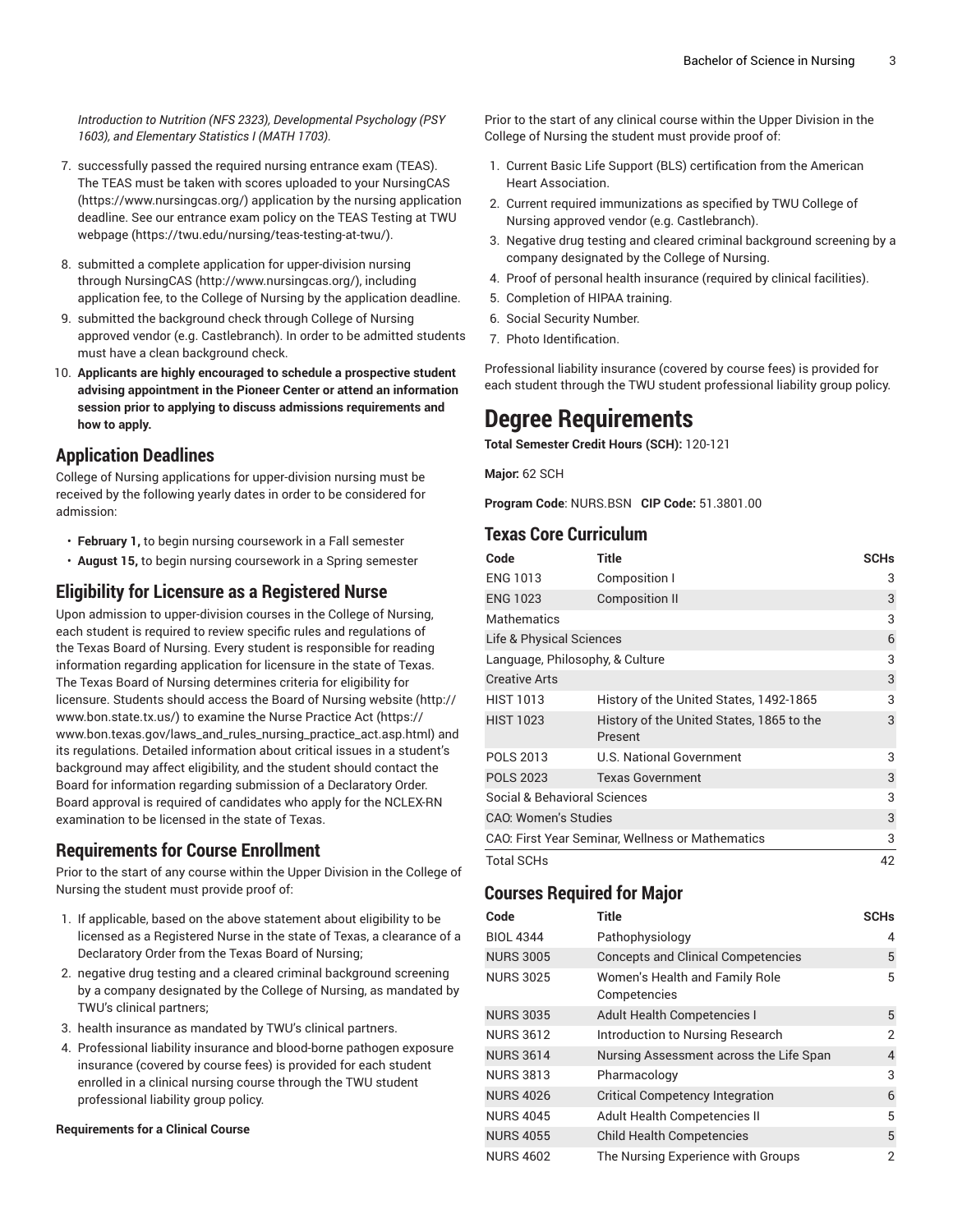*Introduction to Nutrition (NFS 2323), Developmental Psychology (PSY 1603), and Elementary Statistics I (MATH 1703).*

7. successfully passed the required nursing entrance exam (TEAS). The TEAS must be taken with scores uploaded to your NursingCAS (https://www.nursingcas.org/) application by the nursing application deadline. See our entrance exam policy on the TEAS Testing at TWU webpage (https://twu.edu/nursing/teas-testing-at-twu/).
8. submitted a complete application for upper-division nursing through NursingCAS (http://www.nursingcas.org/), including application fee, to the College of Nursing by the application deadline.
9. submitted the background check through College of Nursing approved vendor (e.g. Castlebranch). In order to be admitted students must have a clean background check.
10. **Applicants are highly encouraged to schedule a prospective student advising appointment in the Pioneer Center or attend an information session prior to applying to discuss admissions requirements and how to apply.**

## Application Deadlines

College of Nursing applications for upper-division nursing must be received by the following yearly dates in order to be considered for admission:

- **February 1,** to begin nursing coursework in a Fall semester
- **August 15,** to begin nursing coursework in a Spring semester

## Eligibility for Licensure as a Registered Nurse

Upon admission to upper-division courses in the College of Nursing, each student is required to review specific rules and regulations of the Texas Board of Nursing. Every student is responsible for reading information regarding application for licensure in the state of Texas. The Texas Board of Nursing determines criteria for eligibility for licensure. Students should access the Board of Nursing website (http://www.bon.state.tx.us/) to examine the Nurse Practice Act (https://www.bon.texas.gov/laws_and_rules_nursing_practice_act.asp.html) and its regulations. Detailed information about critical issues in a student's background may affect eligibility, and the student should contact the Board for information regarding submission of a Declaratory Order. Board approval is required of candidates who apply for the NCLEX-RN examination to be licensed in the state of Texas.

## Requirements for Course Enrollment

Prior to the start of any course within the Upper Division in the College of Nursing the student must provide proof of:

1. If applicable, based on the above statement about eligibility to be licensed as a Registered Nurse in the state of Texas, a clearance of a Declaratory Order from the Texas Board of Nursing;
2. negative drug testing and a cleared criminal background screening by a company designated by the College of Nursing, as mandated by TWU's clinical partners;
3. health insurance as mandated by TWU's clinical partners.
4. Professional liability insurance and blood-borne pathogen exposure insurance (covered by course fees) is provided for each student enrolled in a clinical nursing course through the TWU student professional liability group policy.

**Requirements for a Clinical Course**

Prior to the start of any clinical course within the Upper Division in the College of Nursing the student must provide proof of:

1. Current Basic Life Support (BLS) certification from the American Heart Association.
2. Current required immunizations as specified by TWU College of Nursing approved vendor (e.g. Castlebranch).
3. Negative drug testing and cleared criminal background screening by a company designated by the College of Nursing.
4. Proof of personal health insurance (required by clinical facilities).
5. Completion of HIPAA training.
6. Social Security Number.
7. Photo Identification.

Professional liability insurance (covered by course fees) is provided for each student through the TWU student professional liability group policy.

# Degree Requirements

**Total Semester Credit Hours (SCH):** 120-121

**Major:** 62 SCH

**Program Code**: NURS.BSN **CIP Code:** 51.3801.00

## Texas Core Curriculum

| Code | Title | SCHs |
|---|---|---|
| ENG 1013 | Composition I | 3 |
| ENG 1023 | Composition II | 3 |
| Mathematics | | 3 |
| Life & Physical Sciences | | 6 |
| Language, Philosophy, & Culture | | 3 |
| Creative Arts | | 3 |
| HIST 1013 | History of the United States, 1492-1865 | 3 |
| HIST 1023 | History of the United States, 1865 to the Present | 3 |
| POLS 2013 | U.S. National Government | 3 |
| POLS 2023 | Texas Government | 3 |
| Social & Behavioral Sciences | | 3 |
| CAO: Women's Studies | | 3 |
| CAO: First Year Seminar, Wellness or Mathematics | | 3 |
| Total SCHs | | 42 |

## Courses Required for Major

| Code | Title | SCHs |
|---|---|---|
| BIOL 4344 | Pathophysiology | 4 |
| NURS 3005 | Concepts and Clinical Competencies | 5 |
| NURS 3025 | Women's Health and Family Role Competencies | 5 |
| NURS 3035 | Adult Health Competencies I | 5 |
| NURS 3612 | Introduction to Nursing Research | 2 |
| NURS 3614 | Nursing Assessment across the Life Span | 4 |
| NURS 3813 | Pharmacology | 3 |
| NURS 4026 | Critical Competency Integration | 6 |
| NURS 4045 | Adult Health Competencies II | 5 |
| NURS 4055 | Child Health Competencies | 5 |
| NURS 4602 | The Nursing Experience with Groups | 2 |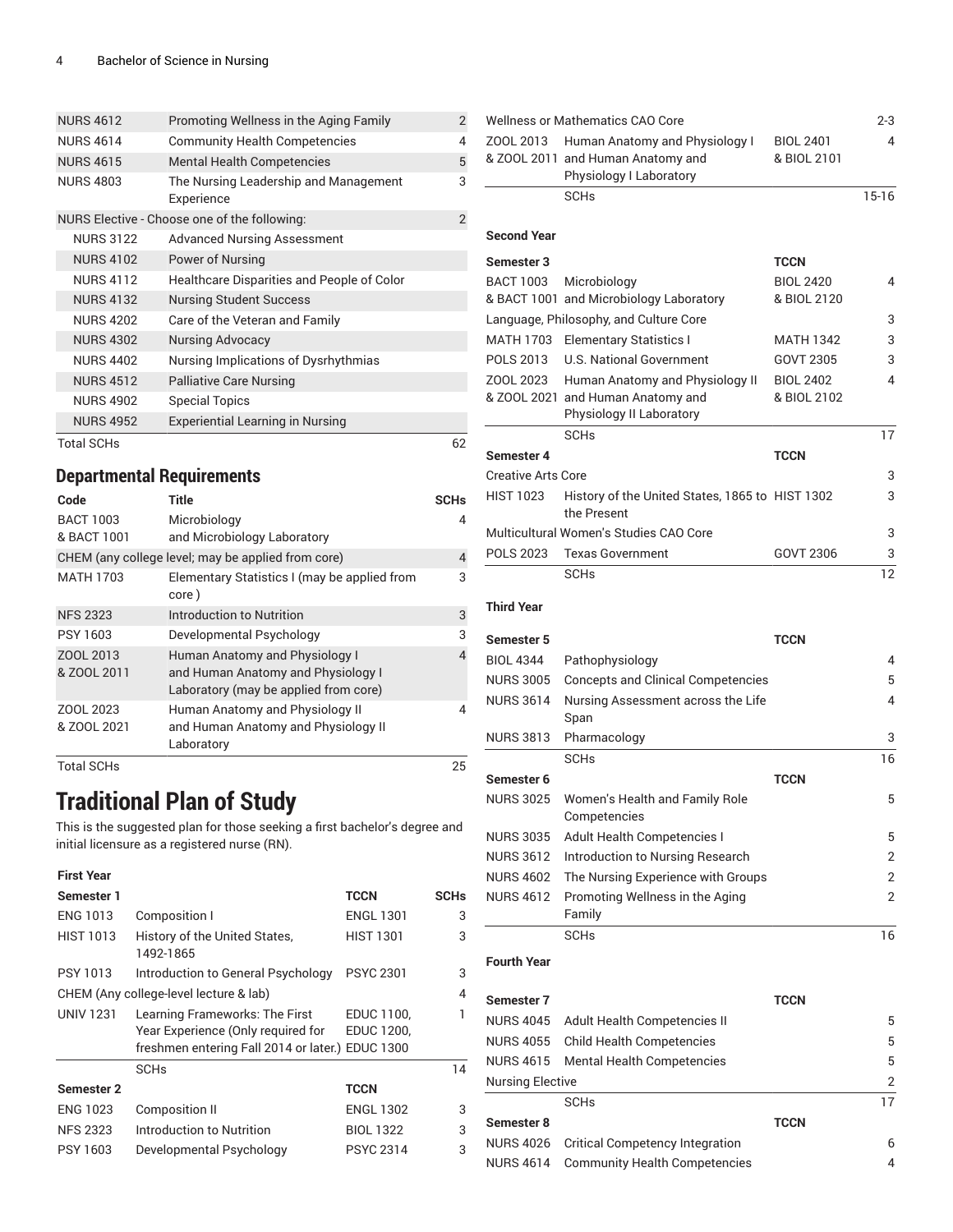| | | |
|---|---|---|
| NURS 4612 | Promoting Wellness in the Aging Family | 2 |
| NURS 4614 | Community Health Competencies | 4 |
| NURS 4615 | Mental Health Competencies | 5 |
| NURS 4803 | The Nursing Leadership and Management Experience | 3 |
| NURS Elective - Choose one of the following: | | 2 |
| NURS 3122 | Advanced Nursing Assessment | |
| NURS 4102 | Power of Nursing | |
| NURS 4112 | Healthcare Disparities and People of Color | |
| NURS 4132 | Nursing Student Success | |
| NURS 4202 | Care of the Veteran and Family | |
| NURS 4302 | Nursing Advocacy | |
| NURS 4402 | Nursing Implications of Dysrhythmias | |
| NURS 4512 | Palliative Care Nursing | |
| NURS 4902 | Special Topics | |
| NURS 4952 | Experiential Learning in Nursing | |
| Total SCHs | | 62 |

## Departmental Requirements

| Code | Title | SCHs |
|---|---|---|
| BACT 1003 & BACT 1001 | Microbiology and Microbiology Laboratory | 4 |
| CHEM (any college level; may be applied from core) | | 4 |
| MATH 1703 | Elementary Statistics I (may be applied from core ) | 3 |
| NFS 2323 | Introduction to Nutrition | 3 |
| PSY 1603 | Developmental Psychology | 3 |
| ZOOL 2013 & ZOOL 2011 | Human Anatomy and Physiology I and Human Anatomy and Physiology I Laboratory (may be applied from core) | 4 |
| ZOOL 2023 & ZOOL 2021 | Human Anatomy and Physiology II and Human Anatomy and Physiology II Laboratory | 4 |
| Total SCHs | | 25 |

# Traditional Plan of Study

This is the suggested plan for those seeking a first bachelor's degree and initial licensure as a registered nurse (RN).

**First Year**

| Semester 1 | | TCCN | SCHs |
|---|---|---|---|
| ENG 1013 | Composition I | ENGL 1301 | 3 |
| HIST 1013 | History of the United States, 1492-1865 | HIST 1301 | 3 |
| PSY 1013 | Introduction to General Psychology | PSYC 2301 | 3 |
| CHEM (Any college-level lecture & lab) | | | 4 |
| UNIV 1231 | Learning Frameworks: The First Year Experience (Only required for freshmen entering Fall 2014 or later.) | EDUC 1100, EDUC 1200, EDUC 1300 | 1 |
| | SCHs | | 14 |
| **Semester 2** | | **TCCN** | |
| ENG 1023 | Composition II | ENGL 1302 | 3 |
| NFS 2323 | Introduction to Nutrition | BIOL 1322 | 3 |
| PSY 1603 | Developmental Psychology | PSYC 2314 | 3 |
| Wellness or Mathematics CAO Core | | | 2-3 |
| ZOOL 2013 & ZOOL 2011 | Human Anatomy and Physiology I and Human Anatomy and Physiology I Laboratory | BIOL 2401 & BIOL 2101 | 4 |
| | SCHs | | 15-16 |

**Second Year**

| Semester 3 | | TCCN | |
|---|---|---|---|
| BACT 1003 & BACT 1001 | Microbiology and Microbiology Laboratory | BIOL 2420 & BIOL 2120 | 4 |
| Language, Philosophy, and Culture Core | | | 3 |
| MATH 1703 | Elementary Statistics I | MATH 1342 | 3 |
| POLS 2013 | U.S. National Government | GOVT 2305 | 3 |
| ZOOL 2023 & ZOOL 2021 | Human Anatomy and Physiology II and Human Anatomy and Physiology II Laboratory | BIOL 2402 & BIOL 2102 | 4 |
| | SCHs | | 17 |
| **Semester 4** | | **TCCN** | |
| Creative Arts Core | | | 3 |
| HIST 1023 | History of the United States, 1865 to the Present | HIST 1302 | 3 |
| Multicultural Women's Studies CAO Core | | | 3 |
| POLS 2023 | Texas Government | GOVT 2306 | 3 |
| | SCHs | | 12 |

**Third Year**

| Semester 5 | | TCCN | |
|---|---|---|---|
| BIOL 4344 | Pathophysiology | | 4 |
| NURS 3005 | Concepts and Clinical Competencies | | 5 |
| NURS 3614 | Nursing Assessment across the Life Span | | 4 |
| NURS 3813 | Pharmacology | | 3 |
| | SCHs | | 16 |
| **Semester 6** | | **TCCN** | |
| NURS 3025 | Women's Health and Family Role Competencies | | 5 |
| NURS 3035 | Adult Health Competencies I | | 5 |
| NURS 3612 | Introduction to Nursing Research | | 2 |
| NURS 4602 | The Nursing Experience with Groups | | 2 |
| NURS 4612 | Promoting Wellness in the Aging Family | | 2 |
| | SCHs | | 16 |

**Fourth Year**

| Semester 7 | | TCCN | |
|---|---|---|---|
| NURS 4045 | Adult Health Competencies II | | 5 |
| NURS 4055 | Child Health Competencies | | 5 |
| NURS 4615 | Mental Health Competencies | | 5 |
| Nursing Elective | | | 2 |
| | SCHs | | 17 |
| **Semester 8** | | **TCCN** | |
| NURS 4026 | Critical Competency Integration | | 6 |
| NURS 4614 | Community Health Competencies | | 4 |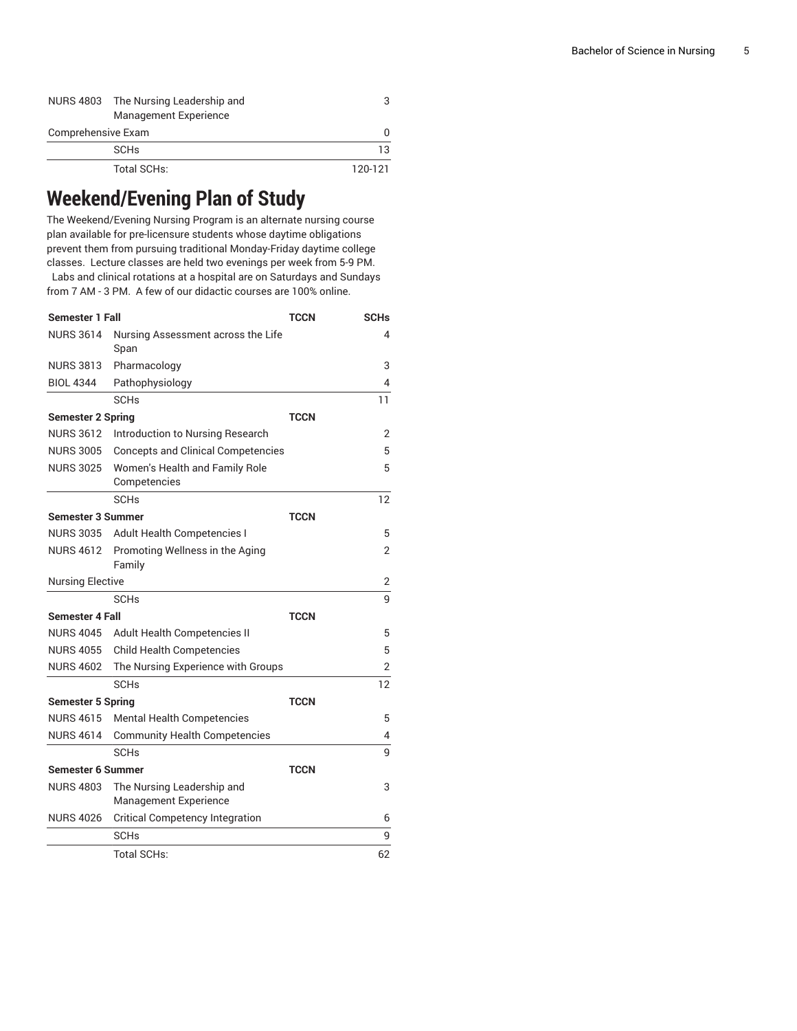| | | |
|---|---|---|
| NURS 4803 | The Nursing Leadership and Management Experience | 3 |
| Comprehensive Exam | | 0 |
| | SCHs | 13 |
| | Total SCHs: | 120-121 |

# Weekend/Evening Plan of Study

The Weekend/Evening Nursing Program is an alternate nursing course plan available for pre-licensure students whose daytime obligations prevent them from pursuing traditional Monday-Friday daytime college classes. Lecture classes are held two evenings per week from 5-9 PM. Labs and clinical rotations at a hospital are on Saturdays and Sundays from 7 AM - 3 PM. A few of our didactic courses are 100% online.

| **Semester 1 Fall** | | **TCCN** | **SCHs** |
|---|---|---|---|
| NURS 3614 | Nursing Assessment across the Life Span | | 4 |
| NURS 3813 | Pharmacology | | 3 |
| BIOL 4344 | Pathophysiology | | 4 |
| | SCHs | | 11 |
| **Semester 2 Spring** | | **TCCN** | |
| NURS 3612 | Introduction to Nursing Research | | 2 |
| NURS 3005 | Concepts and Clinical Competencies | | 5 |
| NURS 3025 | Women's Health and Family Role Competencies | | 5 |
| | SCHs | | 12 |
| **Semester 3 Summer** | | **TCCN** | |
| NURS 3035 | Adult Health Competencies I | | 5 |
| NURS 4612 | Promoting Wellness in the Aging Family | | 2 |
| Nursing Elective | | | 2 |
| | SCHs | | 9 |
| **Semester 4 Fall** | | **TCCN** | |
| NURS 4045 | Adult Health Competencies II | | 5 |
| NURS 4055 | Child Health Competencies | | 5 |
| NURS 4602 | The Nursing Experience with Groups | | 2 |
| | SCHs | | 12 |
| **Semester 5 Spring** | | **TCCN** | |
| NURS 4615 | Mental Health Competencies | | 5 |
| NURS 4614 | Community Health Competencies | | 4 |
| | SCHs | | 9 |
| **Semester 6 Summer** | | **TCCN** | |
| NURS 4803 | The Nursing Leadership and Management Experience | | 3 |
| NURS 4026 | Critical Competency Integration | | 6 |
| | SCHs | | 9 |
| | Total SCHs: | | 62 |